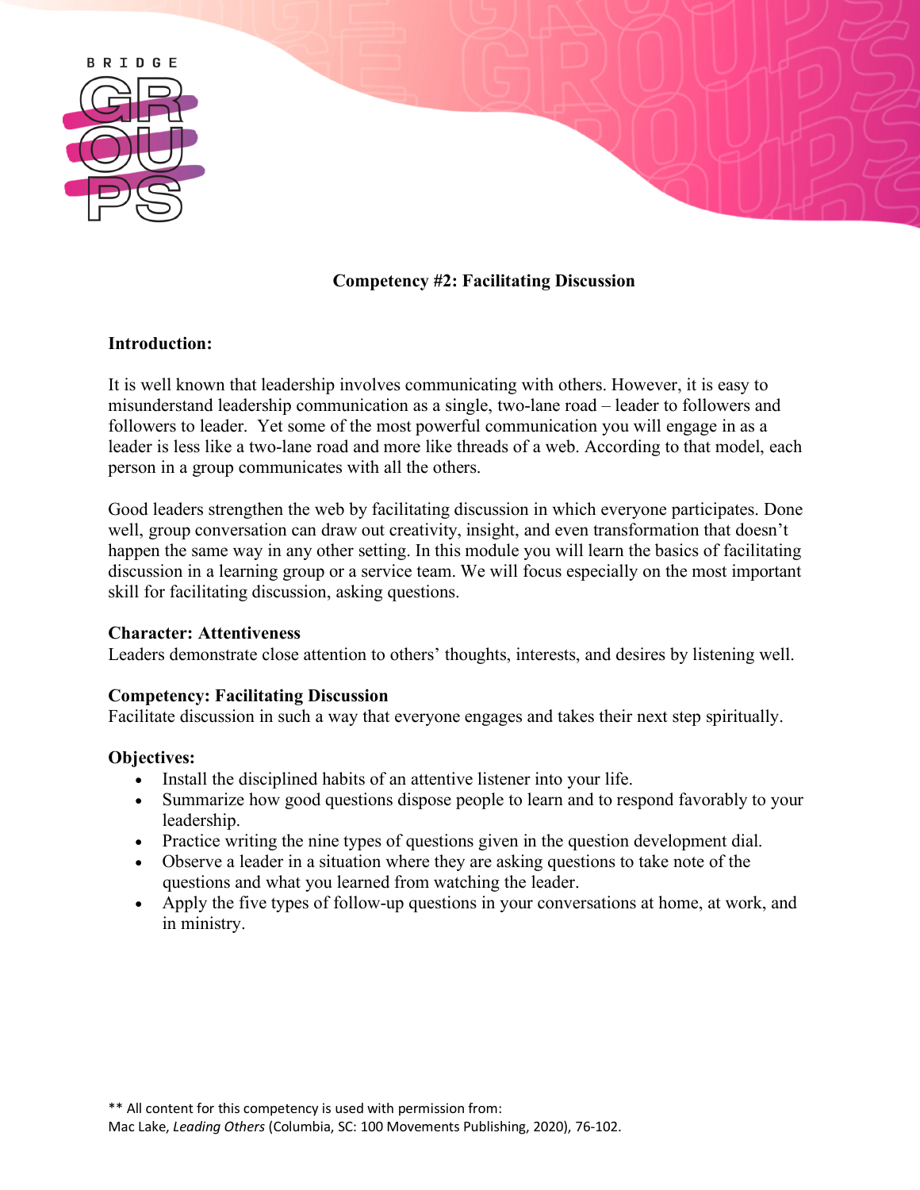# Competency #2: Facilitating Discussion

## Introduction:

It is well known that leadership involves communicating with others. However, it is easy to misunderstand leadership communication as a single, two-lane road – leader to followers and followers to leader. Yet some of the most powerful communication you will engage in as a leader is less like a two-lane road and more like threads of a web. According to that model, each person in a group communicates with all the others.

Good leaders strengthen the web by facilitating discussion in which everyone participates. Done well, group conversation can draw out creativity, insight, and even transformation that doesn't happen the same way in any other setting. In this module you will learn the basics of facilitating discussion in a learning group or a service team. We will focus especially on the most important skill for facilitating discussion, asking questions.

**Character: Attentiveness**
Leaders demonstrate close attention to others' thoughts, interests, and desires by listening well.

**Competency: Facilitating Discussion**
Facilitate discussion in such a way that everyone engages and takes their next step spiritually.

**Objectives:**

- Install the disciplined habits of an attentive listener into your life.
- Summarize how good questions dispose people to learn and to respond favorably to your leadership.
- Practice writing the nine types of questions given in the question development dial.
- Observe a leader in a situation where they are asking questions to take note of the questions and what you learned from watching the leader.
- Apply the five types of follow-up questions in your conversations at home, at work, and in ministry.

** All content for this competency is used with permission from:
Mac Lake, *Leading Others* (Columbia, SC: 100 Movements Publishing, 2020), 76-102.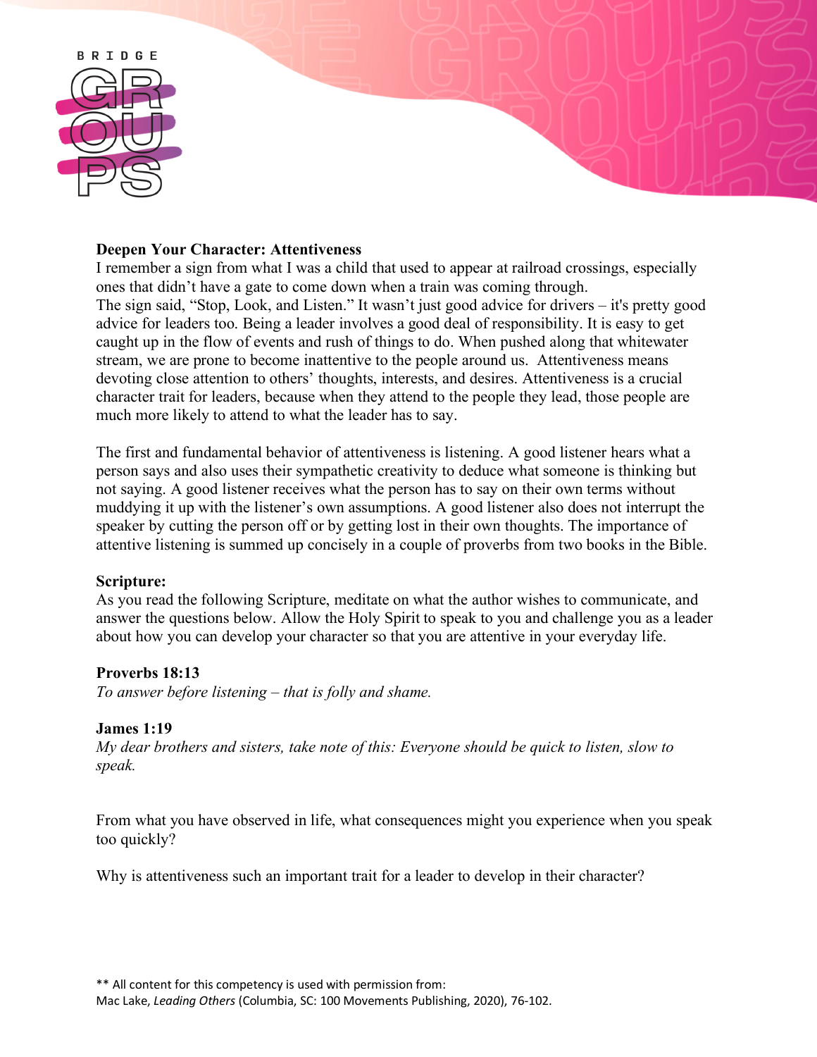**Deepen Your Character: Attentiveness**

I remember a sign from what I was a child that used to appear at railroad crossings, especially ones that didn't have a gate to come down when a train was coming through.
The sign said, "Stop, Look, and Listen." It wasn't just good advice for drivers – it's pretty good advice for leaders too. Being a leader involves a good deal of responsibility. It is easy to get caught up in the flow of events and rush of things to do. When pushed along that whitewater stream, we are prone to become inattentive to the people around us. Attentiveness means devoting close attention to others' thoughts, interests, and desires. Attentiveness is a crucial character trait for leaders, because when they attend to the people they lead, those people are much more likely to attend to what the leader has to say.

The first and fundamental behavior of attentiveness is listening. A good listener hears what a person says and also uses their sympathetic creativity to deduce what someone is thinking but not saying. A good listener receives what the person has to say on their own terms without muddying it up with the listener's own assumptions. A good listener also does not interrupt the speaker by cutting the person off or by getting lost in their own thoughts. The importance of attentive listening is summed up concisely in a couple of proverbs from two books in the Bible.

**Scripture:**

As you read the following Scripture, meditate on what the author wishes to communicate, and answer the questions below. Allow the Holy Spirit to speak to you and challenge you as a leader about how you can develop your character so that you are attentive in your everyday life.

**Proverbs 18:13**

*To answer before listening – that is folly and shame.*

**James 1:19**

*My dear brothers and sisters, take note of this: Everyone should be quick to listen, slow to speak.*

From what you have observed in life, what consequences might you experience when you speak too quickly?

Why is attentiveness such an important trait for a leader to develop in their character?

** All content for this competency is used with permission from:
Mac Lake, *Leading Others* (Columbia, SC: 100 Movements Publishing, 2020), 76-102.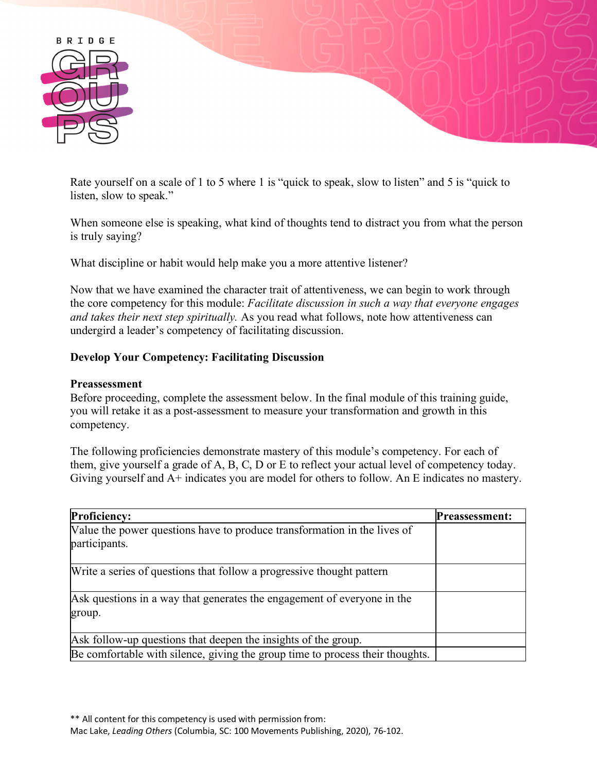Rate yourself on a scale of 1 to 5 where 1 is "quick to speak, slow to listen" and 5 is "quick to listen, slow to speak."

When someone else is speaking, what kind of thoughts tend to distract you from what the person is truly saying?

What discipline or habit would help make you a more attentive listener?

Now that we have examined the character trait of attentiveness, we can begin to work through the core competency for this module: *Facilitate discussion in such a way that everyone engages and takes their next step spiritually.* As you read what follows, note how attentiveness can undergird a leader's competency of facilitating discussion.

**Develop Your Competency: Facilitating Discussion**

**Preassessment**

Before proceeding, complete the assessment below. In the final module of this training guide, you will retake it as a post-assessment to measure your transformation and growth in this competency.

The following proficiencies demonstrate mastery of this module's competency. For each of them, give yourself a grade of A, B, C, D or E to reflect your actual level of competency today. Giving yourself and A+ indicates you are model for others to follow. An E indicates no mastery.

| Proficiency: | Preassessment: |
|---|---|
| Value the power questions have to produce transformation in the lives of participants. | |
| Write a series of questions that follow a progressive thought pattern | |
| Ask questions in a way that generates the engagement of everyone in the group. | |
| Ask follow-up questions that deepen the insights of the group. | |
| Be comfortable with silence, giving the group time to process their thoughts. | |

** All content for this competency is used with permission from:
Mac Lake, *Leading Others* (Columbia, SC: 100 Movements Publishing, 2020), 76-102.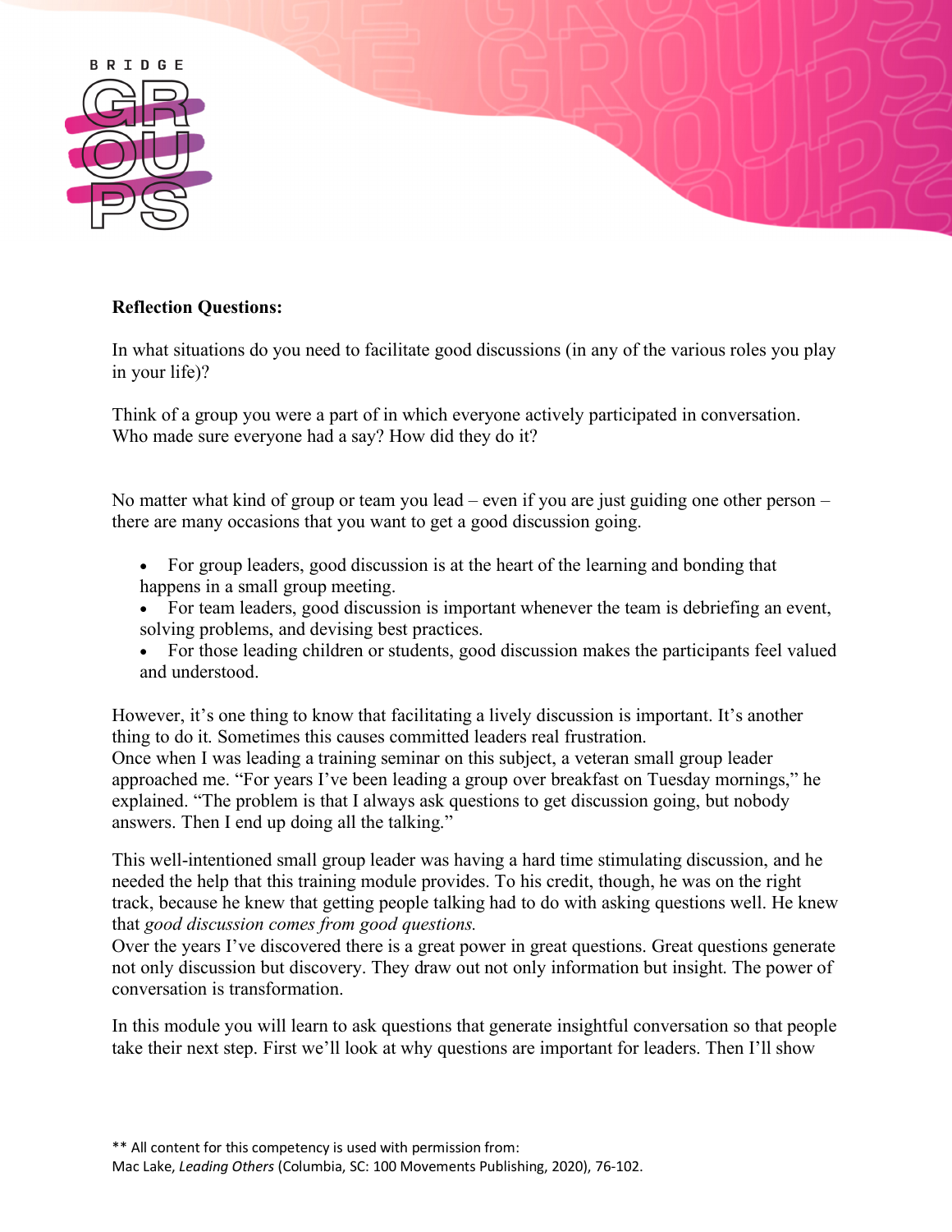**Reflection Questions:**

In what situations do you need to facilitate good discussions (in any of the various roles you play in your life)?

Think of a group you were a part of in which everyone actively participated in conversation. Who made sure everyone had a say? How did they do it?

No matter what kind of group or team you lead – even if you are just guiding one other person – there are many occasions that you want to get a good discussion going.

- For group leaders, good discussion is at the heart of the learning and bonding that happens in a small group meeting.
- For team leaders, good discussion is important whenever the team is debriefing an event, solving problems, and devising best practices.
- For those leading children or students, good discussion makes the participants feel valued and understood.

However, it's one thing to know that facilitating a lively discussion is important. It's another thing to do it. Sometimes this causes committed leaders real frustration.
Once when I was leading a training seminar on this subject, a veteran small group leader approached me. "For years I've been leading a group over breakfast on Tuesday mornings," he explained. "The problem is that I always ask questions to get discussion going, but nobody answers. Then I end up doing all the talking."

This well-intentioned small group leader was having a hard time stimulating discussion, and he needed the help that this training module provides. To his credit, though, he was on the right track, because he knew that getting people talking had to do with asking questions well. He knew that *good discussion comes from good questions.*
Over the years I've discovered there is a great power in great questions. Great questions generate not only discussion but discovery. They draw out not only information but insight. The power of conversation is transformation.

In this module you will learn to ask questions that generate insightful conversation so that people take their next step. First we'll look at why questions are important for leaders. Then I'll show

** All content for this competency is used with permission from:
Mac Lake, *Leading Others* (Columbia, SC: 100 Movements Publishing, 2020), 76-102.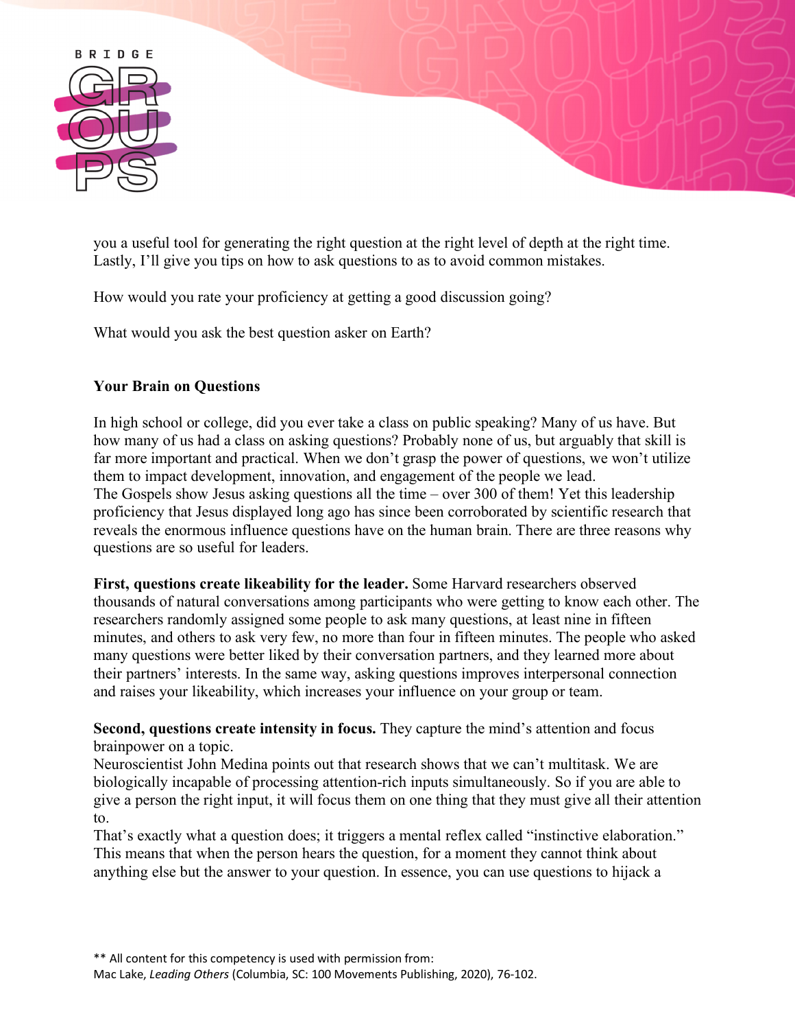you a useful tool for generating the right question at the right level of depth at the right time. Lastly, I'll give you tips on how to ask questions to as to avoid common mistakes.

How would you rate your proficiency at getting a good discussion going?

What would you ask the best question asker on Earth?

**Your Brain on Questions**

In high school or college, did you ever take a class on public speaking? Many of us have. But how many of us had a class on asking questions? Probably none of us, but arguably that skill is far more important and practical. When we don't grasp the power of questions, we won't utilize them to impact development, innovation, and engagement of the people we lead.
The Gospels show Jesus asking questions all the time – over 300 of them! Yet this leadership proficiency that Jesus displayed long ago has since been corroborated by scientific research that reveals the enormous influence questions have on the human brain. There are three reasons why questions are so useful for leaders.

**First, questions create likeability for the leader.** Some Harvard researchers observed thousands of natural conversations among participants who were getting to know each other. The researchers randomly assigned some people to ask many questions, at least nine in fifteen minutes, and others to ask very few, no more than four in fifteen minutes. The people who asked many questions were better liked by their conversation partners, and they learned more about their partners' interests. In the same way, asking questions improves interpersonal connection and raises your likeability, which increases your influence on your group or team.

**Second, questions create intensity in focus.** They capture the mind's attention and focus brainpower on a topic.
Neuroscientist John Medina points out that research shows that we can't multitask. We are biologically incapable of processing attention-rich inputs simultaneously. So if you are able to give a person the right input, it will focus them on one thing that they must give all their attention to.
That's exactly what a question does; it triggers a mental reflex called "instinctive elaboration." This means that when the person hears the question, for a moment they cannot think about anything else but the answer to your question. In essence, you can use questions to hijack a

** All content for this competency is used with permission from:
Mac Lake, *Leading Others* (Columbia, SC: 100 Movements Publishing, 2020), 76-102.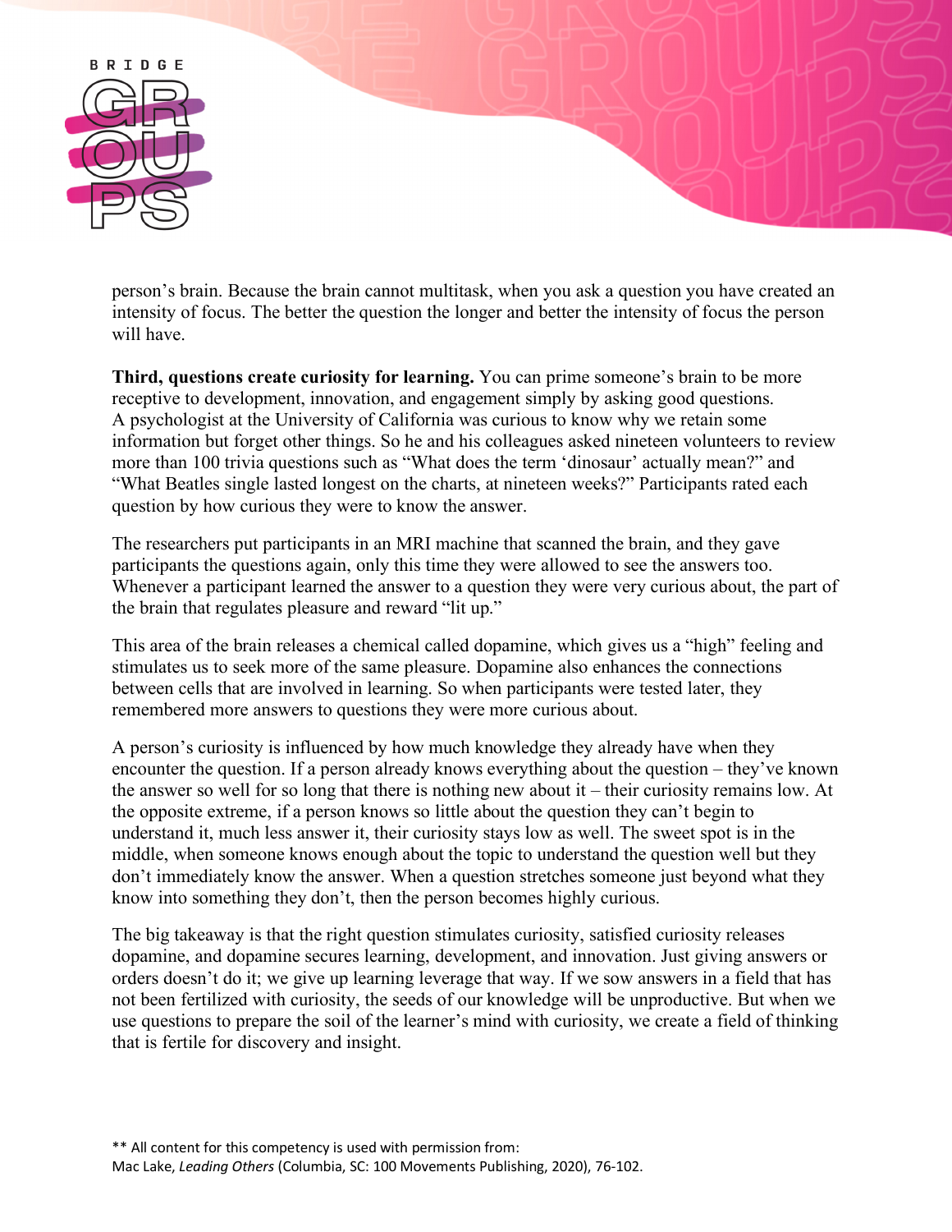person's brain. Because the brain cannot multitask, when you ask a question you have created an intensity of focus. The better the question the longer and better the intensity of focus the person will have.

**Third, questions create curiosity for learning.** You can prime someone's brain to be more receptive to development, innovation, and engagement simply by asking good questions. A psychologist at the University of California was curious to know why we retain some information but forget other things. So he and his colleagues asked nineteen volunteers to review more than 100 trivia questions such as "What does the term 'dinosaur' actually mean?" and "What Beatles single lasted longest on the charts, at nineteen weeks?" Participants rated each question by how curious they were to know the answer.

The researchers put participants in an MRI machine that scanned the brain, and they gave participants the questions again, only this time they were allowed to see the answers too. Whenever a participant learned the answer to a question they were very curious about, the part of the brain that regulates pleasure and reward "lit up."

This area of the brain releases a chemical called dopamine, which gives us a "high" feeling and stimulates us to seek more of the same pleasure. Dopamine also enhances the connections between cells that are involved in learning. So when participants were tested later, they remembered more answers to questions they were more curious about.

A person's curiosity is influenced by how much knowledge they already have when they encounter the question. If a person already knows everything about the question – they've known the answer so well for so long that there is nothing new about it – their curiosity remains low. At the opposite extreme, if a person knows so little about the question they can't begin to understand it, much less answer it, their curiosity stays low as well. The sweet spot is in the middle, when someone knows enough about the topic to understand the question well but they don't immediately know the answer. When a question stretches someone just beyond what they know into something they don't, then the person becomes highly curious.

The big takeaway is that the right question stimulates curiosity, satisfied curiosity releases dopamine, and dopamine secures learning, development, and innovation. Just giving answers or orders doesn't do it; we give up learning leverage that way. If we sow answers in a field that has not been fertilized with curiosity, the seeds of our knowledge will be unproductive. But when we use questions to prepare the soil of the learner's mind with curiosity, we create a field of thinking that is fertile for discovery and insight.

** All content for this competency is used with permission from:
Mac Lake, *Leading Others* (Columbia, SC: 100 Movements Publishing, 2020), 76-102.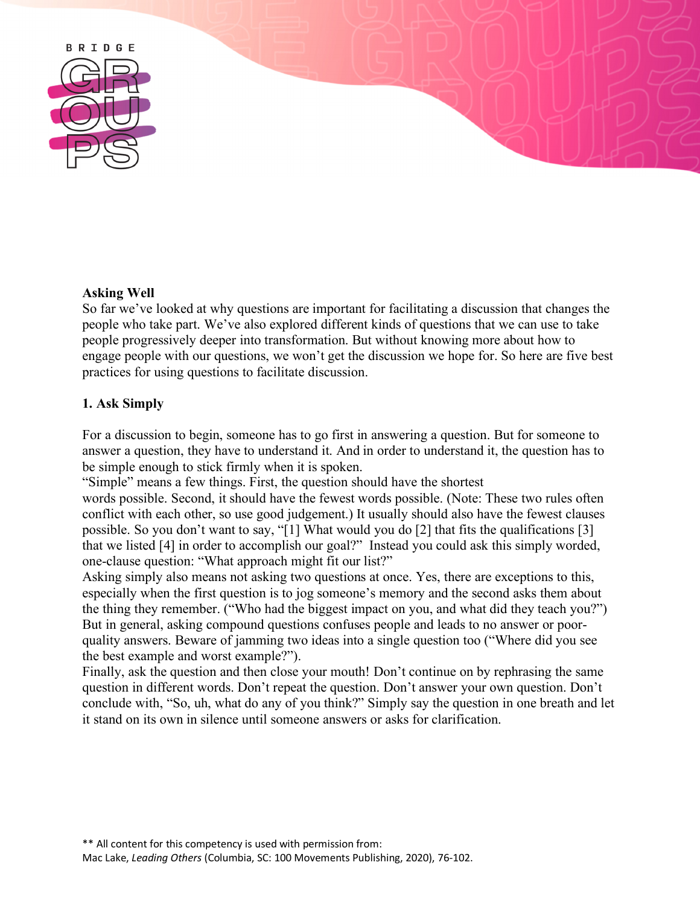**Asking Well**

So far we've looked at why questions are important for facilitating a discussion that changes the people who take part. We've also explored different kinds of questions that we can use to take people progressively deeper into transformation. But without knowing more about how to engage people with our questions, we won't get the discussion we hope for. So here are five best practices for using questions to facilitate discussion.

**1. Ask Simply**

For a discussion to begin, someone has to go first in answering a question. But for someone to answer a question, they have to understand it. And in order to understand it, the question has to be simple enough to stick firmly when it is spoken.

"Simple" means a few things. First, the question should have the shortest words possible. Second, it should have the fewest words possible. (Note: These two rules often conflict with each other, so use good judgement.) It usually should also have the fewest clauses possible. So you don't want to say, "[1] What would you do [2] that fits the qualifications [3] that we listed [4] in order to accomplish our goal?" Instead you could ask this simply worded, one-clause question: "What approach might fit our list?"

Asking simply also means not asking two questions at once. Yes, there are exceptions to this, especially when the first question is to jog someone's memory and the second asks them about the thing they remember. ("Who had the biggest impact on you, and what did they teach you?") But in general, asking compound questions confuses people and leads to no answer or poor-quality answers. Beware of jamming two ideas into a single question too ("Where did you see the best example and worst example?").

Finally, ask the question and then close your mouth! Don't continue on by rephrasing the same question in different words. Don't repeat the question. Don't answer your own question. Don't conclude with, "So, uh, what do any of you think?" Simply say the question in one breath and let it stand on its own in silence until someone answers or asks for clarification.

** All content for this competency is used with permission from:
Mac Lake, *Leading Others* (Columbia, SC: 100 Movements Publishing, 2020), 76-102.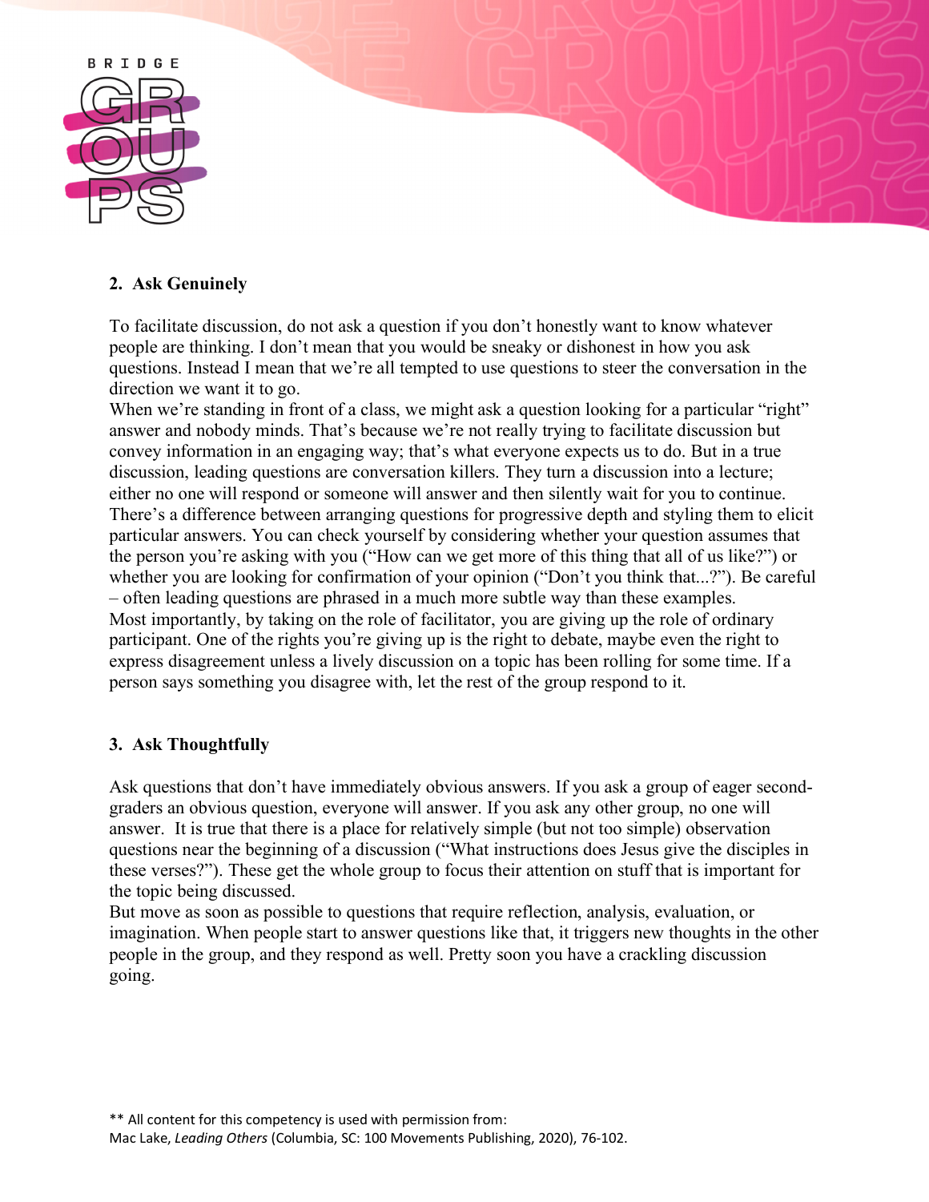## 2. Ask Genuinely

To facilitate discussion, do not ask a question if you don't honestly want to know whatever people are thinking. I don't mean that you would be sneaky or dishonest in how you ask questions. Instead I mean that we're all tempted to use questions to steer the conversation in the direction we want it to go.

When we're standing in front of a class, we might ask a question looking for a particular "right" answer and nobody minds. That's because we're not really trying to facilitate discussion but convey information in an engaging way; that's what everyone expects us to do. But in a true discussion, leading questions are conversation killers. They turn a discussion into a lecture; either no one will respond or someone will answer and then silently wait for you to continue. There's a difference between arranging questions for progressive depth and styling them to elicit particular answers. You can check yourself by considering whether your question assumes that the person you're asking with you ("How can we get more of this thing that all of us like?") or whether you are looking for confirmation of your opinion ("Don't you think that...?"). Be careful – often leading questions are phrased in a much more subtle way than these examples.

Most importantly, by taking on the role of facilitator, you are giving up the role of ordinary participant. One of the rights you're giving up is the right to debate, maybe even the right to express disagreement unless a lively discussion on a topic has been rolling for some time. If a person says something you disagree with, let the rest of the group respond to it.

## 3. Ask Thoughtfully

Ask questions that don't have immediately obvious answers. If you ask a group of eager second-graders an obvious question, everyone will answer. If you ask any other group, no one will answer. It is true that there is a place for relatively simple (but not too simple) observation questions near the beginning of a discussion ("What instructions does Jesus give the disciples in these verses?"). These get the whole group to focus their attention on stuff that is important for the topic being discussed.

But move as soon as possible to questions that require reflection, analysis, evaluation, or imagination. When people start to answer questions like that, it triggers new thoughts in the other people in the group, and they respond as well. Pretty soon you have a crackling discussion going.

** All content for this competency is used with permission from:
Mac Lake, *Leading Others* (Columbia, SC: 100 Movements Publishing, 2020), 76-102.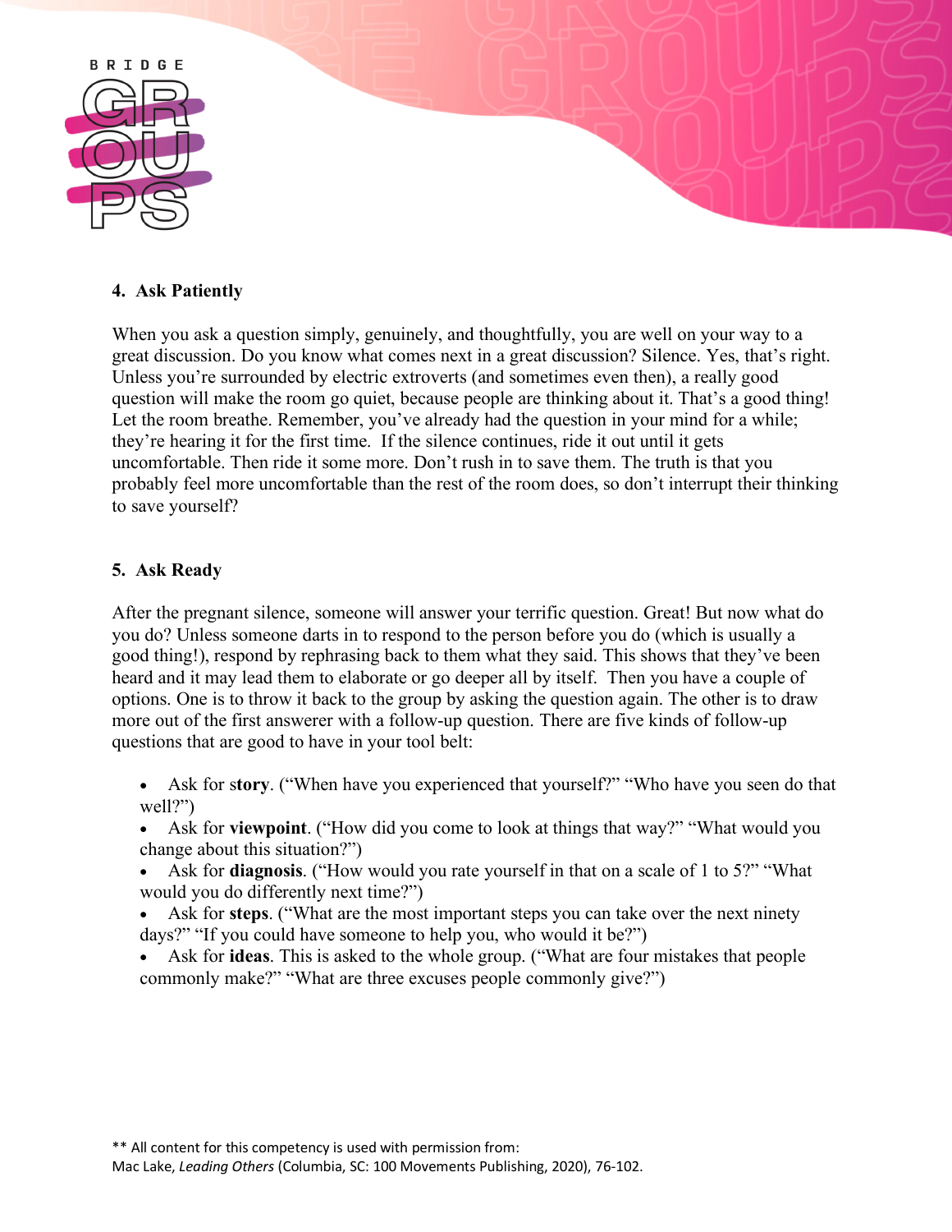### 4. Ask Patiently

When you ask a question simply, genuinely, and thoughtfully, you are well on your way to a great discussion. Do you know what comes next in a great discussion? Silence. Yes, that's right. Unless you're surrounded by electric extroverts (and sometimes even then), a really good question will make the room go quiet, because people are thinking about it. That's a good thing! Let the room breathe. Remember, you've already had the question in your mind for a while; they're hearing it for the first time. If the silence continues, ride it out until it gets uncomfortable. Then ride it some more. Don't rush in to save them. The truth is that you probably feel more uncomfortable than the rest of the room does, so don't interrupt their thinking to save yourself?

### 5. Ask Ready

After the pregnant silence, someone will answer your terrific question. Great! But now what do you do? Unless someone darts in to respond to the person before you do (which is usually a good thing!), respond by rephrasing back to them what they said. This shows that they've been heard and it may lead them to elaborate or go deeper all by itself. Then you have a couple of options. One is to throw it back to the group by asking the question again. The other is to draw more out of the first answerer with a follow-up question. There are five kinds of follow-up questions that are good to have in your tool belt:

- Ask for s**tory**. ("When have you experienced that yourself?" "Who have you seen do that well?")
- Ask for **viewpoint**. ("How did you come to look at things that way?" "What would you change about this situation?")
- Ask for **diagnosis**. ("How would you rate yourself in that on a scale of 1 to 5?" "What would you do differently next time?")
- Ask for **steps**. ("What are the most important steps you can take over the next ninety days?" "If you could have someone to help you, who would it be?")
- Ask for **ideas**. This is asked to the whole group. ("What are four mistakes that people commonly make?" "What are three excuses people commonly give?")

** All content for this competency is used with permission from:
Mac Lake, *Leading Others* (Columbia, SC: 100 Movements Publishing, 2020), 76-102.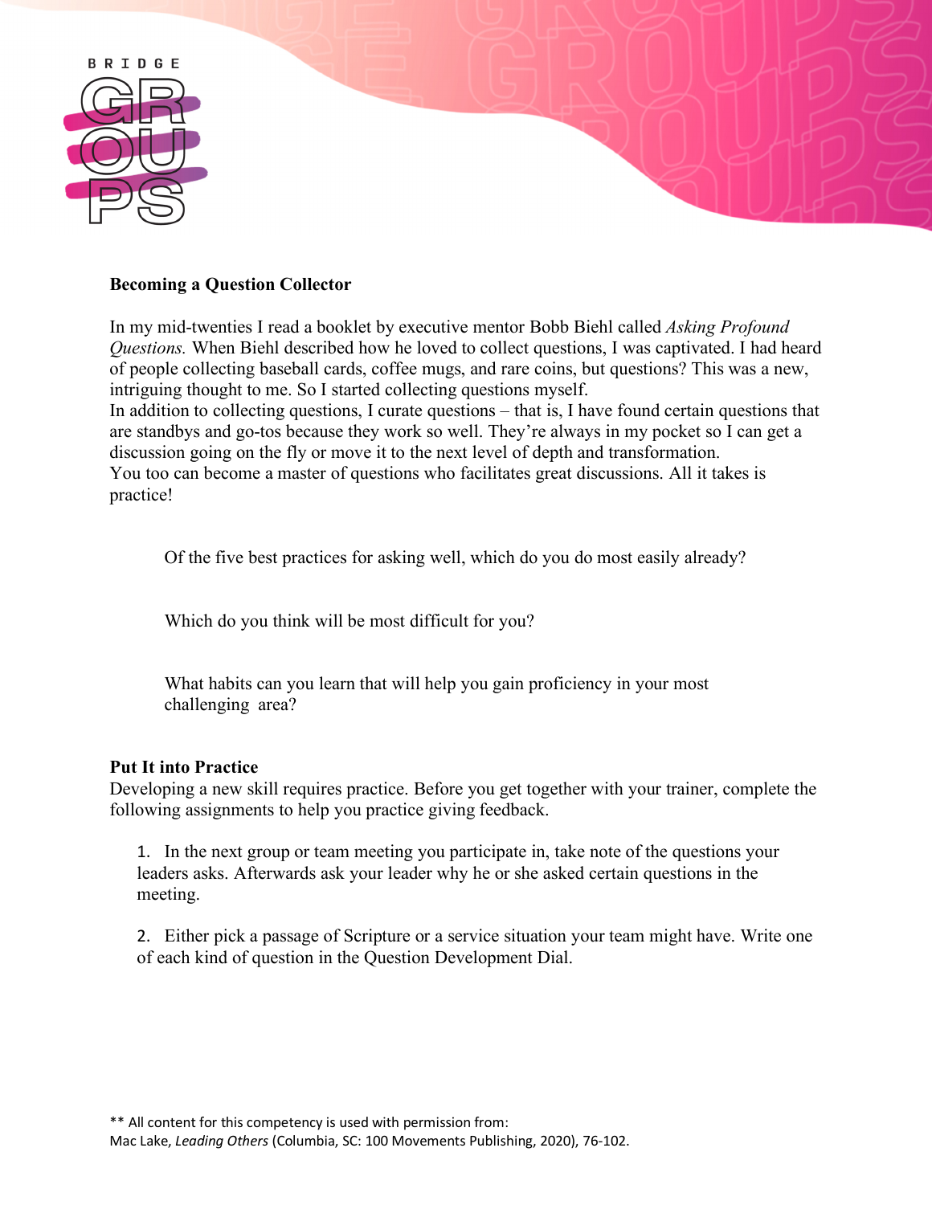**Becoming a Question Collector**

In my mid-twenties I read a booklet by executive mentor Bobb Biehl called *Asking Profound Questions.* When Biehl described how he loved to collect questions, I was captivated. I had heard of people collecting baseball cards, coffee mugs, and rare coins, but questions? This was a new, intriguing thought to me. So I started collecting questions myself.
In addition to collecting questions, I curate questions – that is, I have found certain questions that are standbys and go-tos because they work so well. They're always in my pocket so I can get a discussion going on the fly or move it to the next level of depth and transformation.
You too can become a master of questions who facilitates great discussions. All it takes is practice!

Of the five best practices for asking well, which do you do most easily already?

Which do you think will be most difficult for you?

What habits can you learn that will help you gain proficiency in your most challenging area?

**Put It into Practice**
Developing a new skill requires practice. Before you get together with your trainer, complete the following assignments to help you practice giving feedback.

1. In the next group or team meeting you participate in, take note of the questions your leaders asks. Afterwards ask your leader why he or she asked certain questions in the meeting.

2. Either pick a passage of Scripture or a service situation your team might have. Write one of each kind of question in the Question Development Dial.

** All content for this competency is used with permission from:
Mac Lake, *Leading Others* (Columbia, SC: 100 Movements Publishing, 2020), 76-102.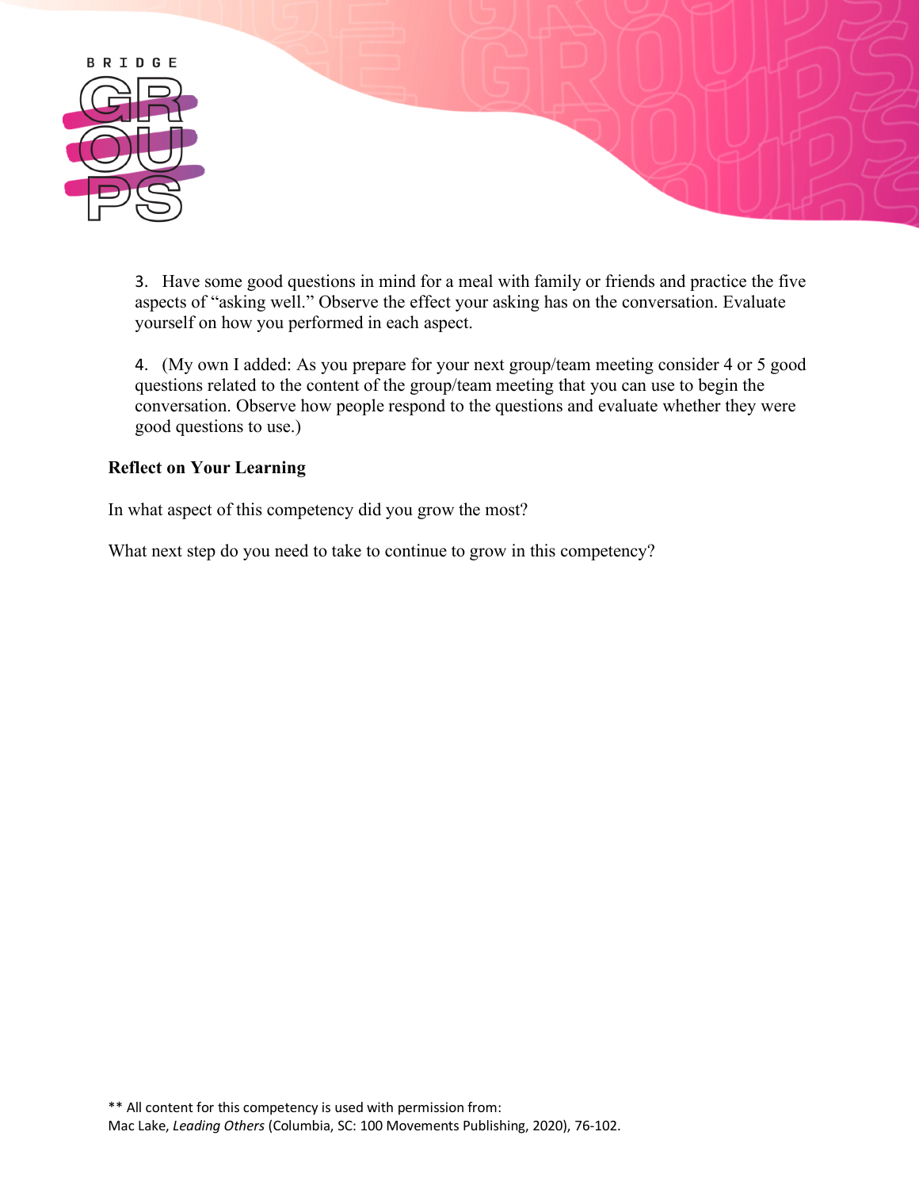3. Have some good questions in mind for a meal with family or friends and practice the five aspects of "asking well." Observe the effect your asking has on the conversation. Evaluate yourself on how you performed in each aspect.

4. (My own I added: As you prepare for your next group/team meeting consider 4 or 5 good questions related to the content of the group/team meeting that you can use to begin the conversation. Observe how people respond to the questions and evaluate whether they were good questions to use.)

**Reflect on Your Learning**

In what aspect of this competency did you grow the most?

What next step do you need to take to continue to grow in this competency?

** All content for this competency is used with permission from:
Mac Lake, *Leading Others* (Columbia, SC: 100 Movements Publishing, 2020), 76-102.